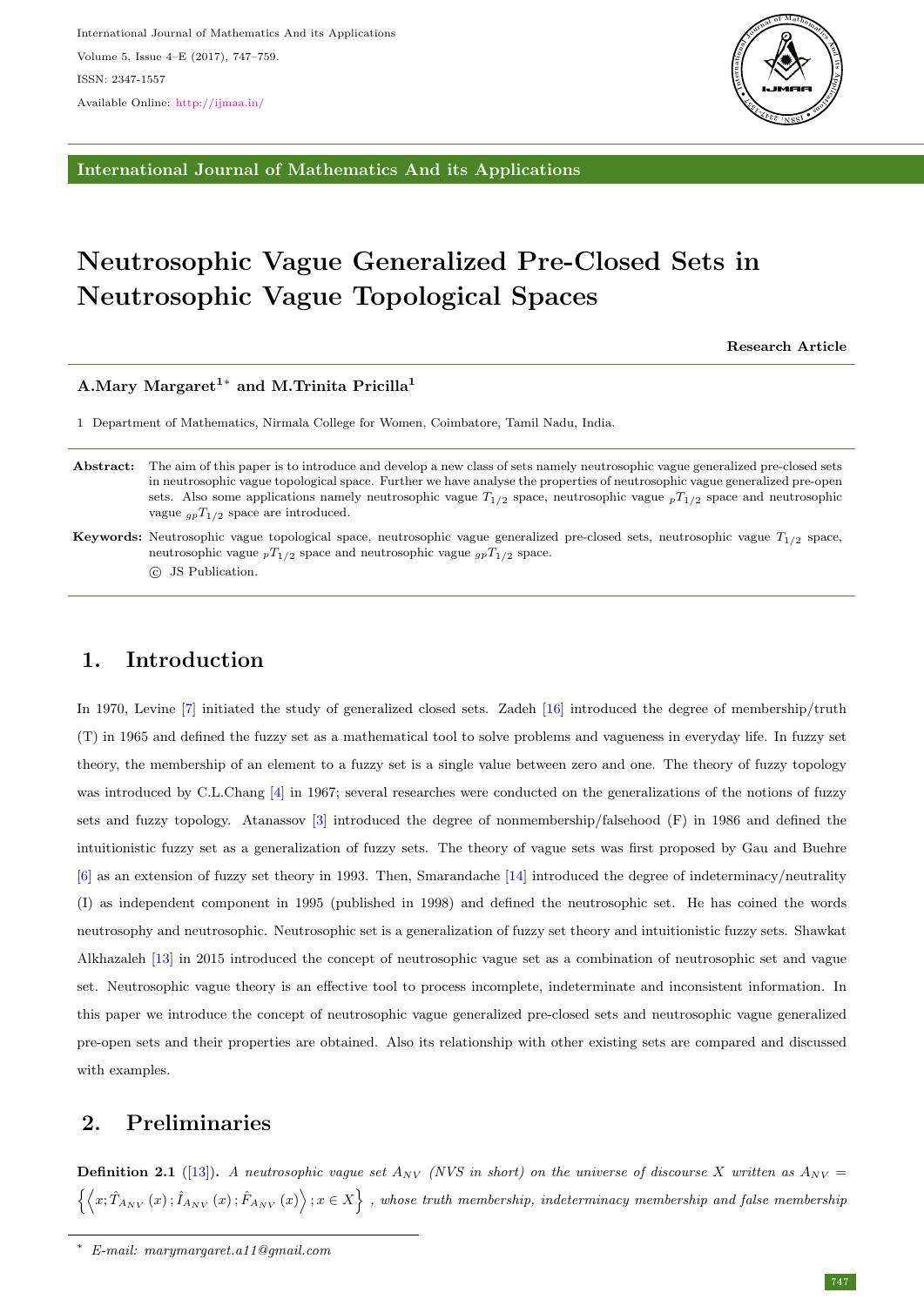## International Journal of Mathematics And its Applications

# Neutrosophic Vague Generalized Pre-Closed Sets in Neutrosophic Vague Topological Spaces

**Research Article**

**A.Mary Margaret[1]* and M.Trinita Pricilla[1]**

1 Department of Mathematics, Nirmala College for Women, Coimbatore, Tamil Nadu, India.

**Abstract:** The aim of this paper is to introduce and develop a new class of sets namely neutrosophic vague generalized pre-closed sets in neutrosophic vague topological space. Further we have analyse the properties of neutrosophic vague generalized pre-open sets. Also some applications namely neutrosophic vague $T_{1/2}$ space, neutrosophic vague ${}_pT_{1/2}$ space and neutrosophic vague ${}_{gp}T_{1/2}$ space are introduced.

**Keywords:** Neutrosophic vague topological space, neutrosophic vague generalized pre-closed sets, neutrosophic vague $T_{1/2}$ space, neutrosophic vague ${}_pT_{1/2}$ space and neutrosophic vague ${}_{gp}T_{1/2}$ space.

© JS Publication.

## 1. Introduction

In 1970, Levine [7] initiated the study of generalized closed sets. Zadeh [16] introduced the degree of membership/truth (T) in 1965 and defined the fuzzy set as a mathematical tool to solve problems and vagueness in everyday life. In fuzzy set theory, the membership of an element to a fuzzy set is a single value between zero and one. The theory of fuzzy topology was introduced by C.L.Chang [4] in 1967; several researches were conducted on the generalizations of the notions of fuzzy sets and fuzzy topology. Atanassov [3] introduced the degree of nonmembership/falsehood (F) in 1986 and defined the intuitionistic fuzzy set as a generalization of fuzzy sets. The theory of vague sets was first proposed by Gau and Buehre [6] as an extension of fuzzy set theory in 1993. Then, Smarandache [14] introduced the degree of indeterminacy/neutrality (I) as independent component in 1995 (published in 1998) and defined the neutrosophic set. He has coined the words neutrosophy and neutrosophic. Neutrosophic set is a generalization of fuzzy set theory and intuitionistic fuzzy sets. Shawkat Alkhazaleh [13] in 2015 introduced the concept of neutrosophic vague set as a combination of neutrosophic set and vague set. Neutrosophic vague theory is an effective tool to process incomplete, indeterminate and inconsistent information. In this paper we introduce the concept of neutrosophic vague generalized pre-closed sets and neutrosophic vague generalized pre-open sets and their properties are obtained. Also its relationship with other existing sets are compared and discussed with examples.

## 2. Preliminaries

**Definition 2.1** ([13]). *A neutrosophic vague set $A_{NV}$ (NVS in short) on the universe of discourse $X$ written as $A_{NV} = \left\{\left\langle x; \hat{T}_{A_{NV}}(x); \hat{I}_{A_{NV}}(x); \hat{F}_{A_{NV}}(x)\right\rangle; x \in X\right\}$ , whose truth membership, indeterminacy membership and false membership*

\* E-mail: marymargaret.a11@gmail.com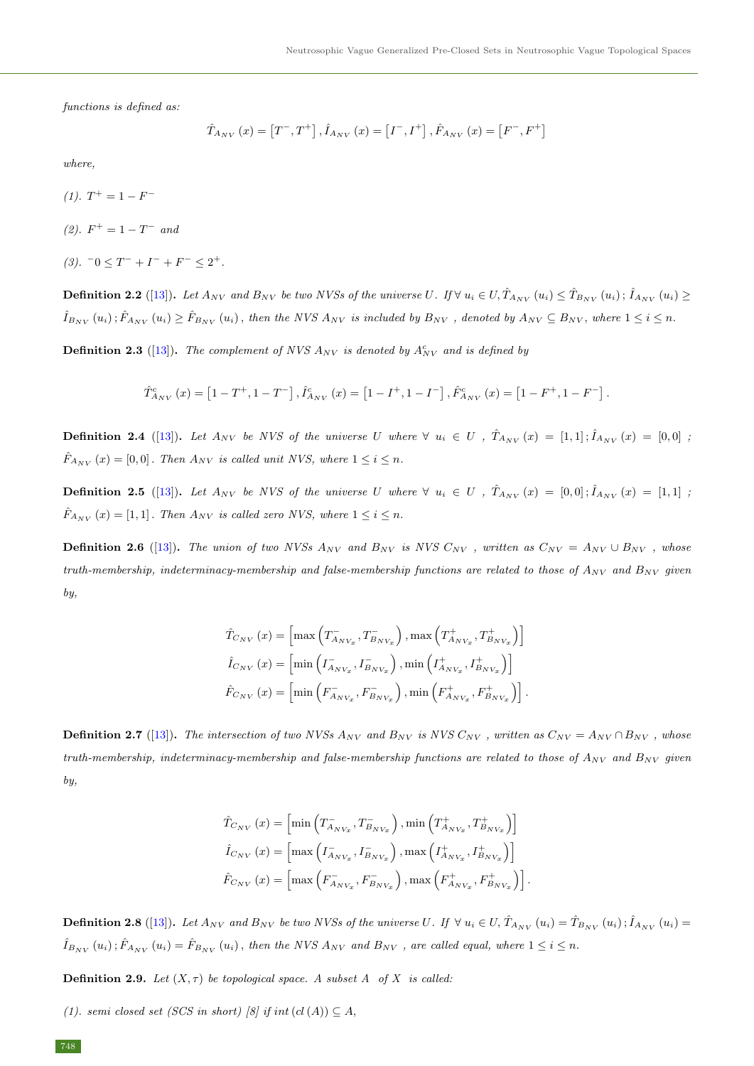*functions is defined as:*

$$\hat{T}_{A_{NV}}(x) = \left[T^-, T^+\right], \hat{I}_{A_{NV}}(x) = \left[I^-, I^+\right], \hat{F}_{A_{NV}}(x) = \left[F^-, F^+\right]$$

*where,*

*(1).* $T^+ = 1 - F^-$

*(2).* $F^+ = 1 - T^-$ *and*

*(3).* $^-0 \leq T^- + I^- + F^- \leq 2^+$.

**Definition 2.2** ([13]). *Let $A_{NV}$ and $B_{NV}$ be two NVSs of the universe $U$. If $\forall\, u_i \in U, \hat{T}_{A_{NV}}(u_i) \leq \hat{T}_{B_{NV}}(u_i)\,; \hat{I}_{A_{NV}}(u_i) \geq \hat{I}_{B_{NV}}(u_i)\,; \hat{F}_{A_{NV}}(u_i) \geq \hat{F}_{B_{NV}}(u_i)$, then the NVS $A_{NV}$ is included by $B_{NV}$ , denoted by $A_{NV} \subseteq B_{NV}$, where $1 \leq i \leq n$.*

**Definition 2.3** ([13]). *The complement of NVS $A_{NV}$ is denoted by $A^c_{NV}$ and is defined by*

$$\hat{T}^c_{A_{NV}}(x) = \left[1 - T^+, 1 - T^-\right], \hat{I}^c_{A_{NV}}(x) = \left[1 - I^+, 1 - I^-\right], \hat{F}^c_{A_{NV}}(x) = \left[1 - F^+, 1 - F^-\right].$$

**Definition 2.4** ([13]). *Let $A_{NV}$ be NVS of the universe $U$ where $\forall\ u_i \in U$ , $\hat{T}_{A_{NV}}(x) = [1, 1]\,; \hat{I}_{A_{NV}}(x) = [0, 0]$ ; $\hat{F}_{A_{NV}}(x) = [0, 0]$. Then $A_{NV}$ is called unit NVS, where $1 \leq i \leq n$.*

**Definition 2.5** ([13]). *Let $A_{NV}$ be NVS of the universe $U$ where $\forall\ u_i \in U$ , $\hat{T}_{A_{NV}}(x) = [0, 0]\,; \hat{I}_{A_{NV}}(x) = [1, 1]$ ; $\hat{F}_{A_{NV}}(x) = [1, 1]$. Then $A_{NV}$ is called zero NVS, where $1 \leq i \leq n$.*

**Definition 2.6** ([13]). *The union of two NVSs $A_{NV}$ and $B_{NV}$ is NVS $C_{NV}$ , written as $C_{NV} = A_{NV} \cup B_{NV}$ , whose truth-membership, indeterminacy-membership and false-membership functions are related to those of $A_{NV}$ and $B_{NV}$ given by,*

$$\hat{T}_{C_{NV}}(x) = \left[\max\left(T^-_{A_{NV_x}}, T^-_{B_{NV_x}}\right), \max\left(T^+_{A_{NV_x}}, T^+_{B_{NV_x}}\right)\right]$$
$$\hat{I}_{C_{NV}}(x) = \left[\min\left(I^-_{A_{NV_x}}, I^-_{B_{NV_x}}\right), \min\left(I^+_{A_{NV_x}}, I^+_{B_{NV_x}}\right)\right]$$
$$\hat{F}_{C_{NV}}(x) = \left[\min\left(F^-_{A_{NV_x}}, F^-_{B_{NV_x}}\right), \min\left(F^+_{A_{NV_x}}, F^+_{B_{NV_x}}\right)\right].$$

**Definition 2.7** ([13]). *The intersection of two NVSs $A_{NV}$ and $B_{NV}$ is NVS $C_{NV}$ , written as $C_{NV} = A_{NV} \cap B_{NV}$ , whose truth-membership, indeterminacy-membership and false-membership functions are related to those of $A_{NV}$ and $B_{NV}$ given by,*

$$\hat{T}_{C_{NV}}(x) = \left[\min\left(T^-_{A_{NV_x}}, T^-_{B_{NV_x}}\right), \min\left(T^+_{A_{NV_x}}, T^+_{B_{NV_x}}\right)\right]$$
$$\hat{I}_{C_{NV}}(x) = \left[\max\left(I^-_{A_{NV_x}}, I^-_{B_{NV_x}}\right), \max\left(I^+_{A_{NV_x}}, I^+_{B_{NV_x}}\right)\right]$$
$$\hat{F}_{C_{NV}}(x) = \left[\max\left(F^-_{A_{NV_x}}, F^-_{B_{NV_x}}\right), \max\left(F^+_{A_{NV_x}}, F^+_{B_{NV_x}}\right)\right].$$

**Definition 2.8** ([13]). *Let $A_{NV}$ and $B_{NV}$ be two NVSs of the universe $U$. If $\forall\ u_i \in U, \hat{T}_{A_{NV}}(u_i) = \hat{T}_{B_{NV}}(u_i)\,; \hat{I}_{A_{NV}}(u_i) = \hat{I}_{B_{NV}}(u_i)\,; \hat{F}_{A_{NV}}(u_i) = \hat{F}_{B_{NV}}(u_i)$, then the NVS $A_{NV}$ and $B_{NV}$ , are called equal, where $1 \leq i \leq n$.*

**Definition 2.9.** *Let $(X, \tau)$ be topological space. A subset $A$ of $X$ is called:*

*(1). semi closed set (SCS in short) [8] if $int\,(cl\,(A)) \subseteq A$,*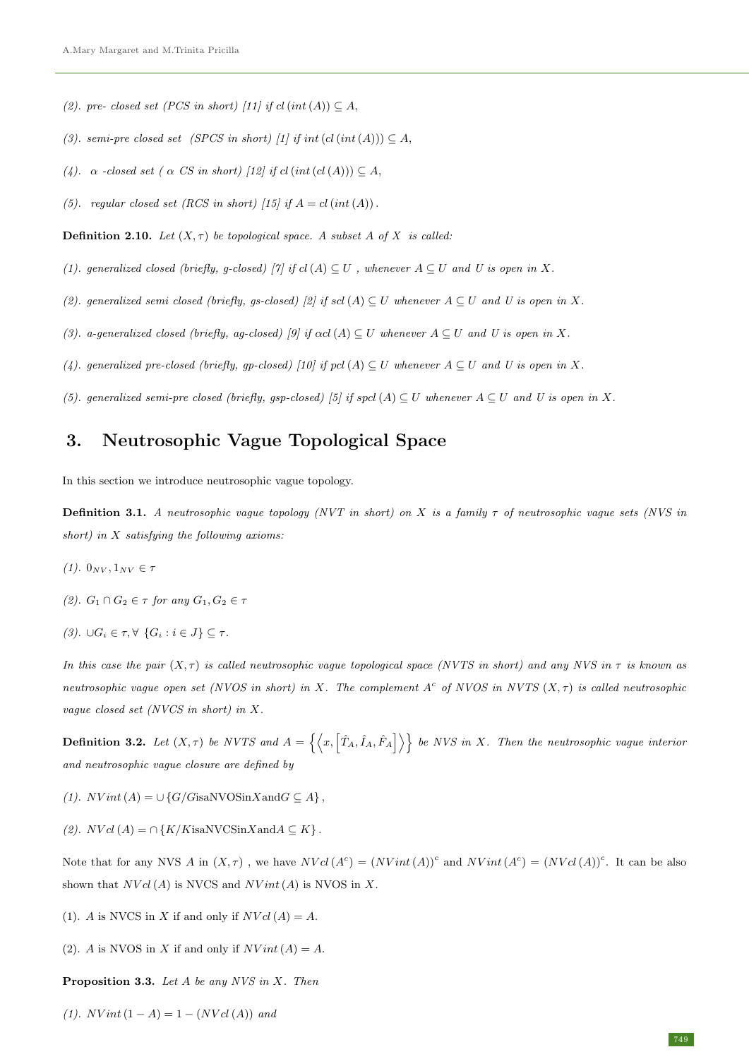*(2). pre- closed set (PCS in short) [11] if $cl\,(int\,(A)) \subseteq A$,*

*(3). semi-pre closed set (SPCS in short) [1] if $int\,(cl\,(int\,(A))) \subseteq A$,*

*(4). $\alpha$ -closed set ( $\alpha$ CS in short) [12] if $cl\,(int\,(cl\,(A))) \subseteq A$,*

*(5). regular closed set (RCS in short) [15] if $A = cl\,(int\,(A))$.*

**Definition 2.10.** *Let $(X, \tau)$ be topological space. A subset $A$ of $X$ is called:*

*(1). generalized closed (briefly, g-closed) [7] if $cl\,(A) \subseteq U$ , whenever $A \subseteq U$ and $U$ is open in $X$.*

*(2). generalized semi closed (briefly, gs-closed) [2] if $scl\,(A) \subseteq U$ whenever $A \subseteq U$ and $U$ is open in $X$.*

*(3). a-generalized closed (briefly, ag-closed) [9] if $\alpha cl\,(A) \subseteq U$ whenever $A \subseteq U$ and $U$ is open in $X$.*

*(4). generalized pre-closed (briefly, gp-closed) [10] if $pcl\,(A) \subseteq U$ whenever $A \subseteq U$ and $U$ is open in $X$.*

*(5). generalized semi-pre closed (briefly, gsp-closed) [5] if $spcl\,(A) \subseteq U$ whenever $A \subseteq U$ and $U$ is open in $X$.*

## 3. Neutrosophic Vague Topological Space

In this section we introduce neutrosophic vague topology.

**Definition 3.1.** *A neutrosophic vague topology (NVT in short) on $X$ is a family $\tau$ of neutrosophic vague sets (NVS in short) in $X$ satisfying the following axioms:*

*(1). $0_{NV}, 1_{NV} \in \tau$*

*(2). $G_1 \cap G_2 \in \tau$ for any $G_1, G_2 \in \tau$*

*(3). $\cup G_i \in \tau, \forall \; \{G_i : i \in J\} \subseteq \tau$.*

*In this case the pair $(X, \tau)$ is called neutrosophic vague topological space (NVTS in short) and any NVS in $\tau$ is known as neutrosophic vague open set (NVOS in short) in $X$. The complement $A^c$ of NVOS in NVTS $(X, \tau)$ is called neutrosophic vague closed set (NVCS in short) in $X$.*

**Definition 3.2.** *Let $(X, \tau)$ be NVTS and $A = \left\{\left\langle x, \left[\hat{T}_A, \hat{I}_A, \hat{F}_A\right]\right\rangle\right\}$ be NVS in $X$. Then the neutrosophic vague interior and neutrosophic vague closure are defined by*

*(1). $NVint\,(A) = \cup \{G/G \text{ is a NVOS in } X \text{ and } G \subseteq A\}$,*

*(2). $NVcl\,(A) = \cap \{K/K \text{ is a NVCS in } X \text{ and } A \subseteq K\}$.*

Note that for any NVS $A$ in $(X, \tau)$ , we have $NVcl\,(A^c) = (NVint\,(A))^c$ and $NVint\,(A^c) = (NVcl\,(A))^c$. It can be also shown that $NVcl\,(A)$ is NVCS and $NVint\,(A)$ is NVOS in $X$.

(1). $A$ is NVCS in $X$ if and only if $NVcl\,(A) = A$.

(2). $A$ is NVOS in $X$ if and only if $NVint\,(A) = A$.

**Proposition 3.3.** *Let $A$ be any NVS in $X$. Then*

*(1). $NVint\,(1 - A) = 1 - (NVcl\,(A))$ and*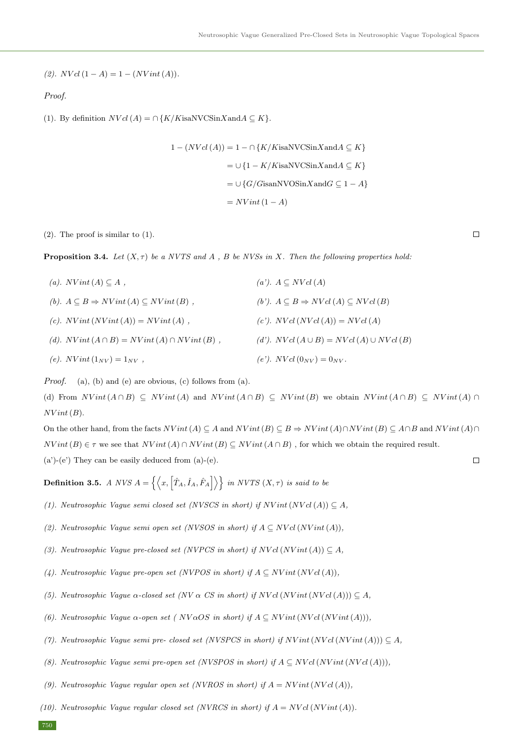*(2). $NVcl\,(1-A) = 1-(NVint\,(A))$.*

*Proof.*

(1). By definition $NVcl\,(A) = \cap\{K/K \text{isaNVCSin} X \text{and} A \subseteq K\}$.

$$
\begin{aligned}
1-(NVcl\,(A)) &= 1-\cap\{K/K\text{isaNVCSin}X\text{and}A\subseteq K\}\\
&= \cup\{1-K/K\text{isaNVCSin}X\text{and}A\subseteq K\}\\
&= \cup\{G/G\text{isanNVOSin}X\text{and}G\subseteq 1-A\}\\
&= NVint\,(1-A)
\end{aligned}
$$

(2). The proof is similar to (1). □

**Proposition 3.4.** *Let $(X,\tau)$ be a NVTS and $A$ , $B$ be NVSs in $X$. Then the following properties hold:*

*(a). $NVint\,(A)\subseteq A$ ,*

*(a'). $A\subseteq NVcl\,(A)$*

*(b). $A\subseteq B \Rightarrow NVint\,(A)\subseteq NVint\,(B)$ ,*

*(b'). $A\subseteq B \Rightarrow NVcl\,(A)\subseteq NVcl\,(B)$*

*(c). $NVint\,(NVint\,(A)) = NVint\,(A)$ ,*

*(c'). $NVcl\,(NVcl\,(A)) = NVcl\,(A)$*

*(d). $NVint\,(A\cap B) = NVint\,(A)\cap NVint\,(B)$ ,*

*(d'). $NVcl\,(A\cup B) = NVcl\,(A)\cup NVcl\,(B)$*

*(e). $NVint\,(1_{NV}) = 1_{NV}$ ,*

*(e'). $NVcl\,(0_{NV}) = 0_{NV}$.*

*Proof.* (a), (b) and (e) are obvious, (c) follows from (a).

(d) From $NVint\,(A\cap B)\subseteq NVint\,(A)$ and $NVint\,(A\cap B)\subseteq NVint\,(B)$ we obtain $NVint\,(A\cap B)\subseteq NVint\,(A)\cap NVint\,(B)$.

On the other hand, from the facts $NVint\,(A)\subseteq A$ and $NVint\,(B)\subseteq B \Rightarrow NVint\,(A)\cap NVint\,(B)\subseteq A\cap B$ and $NVint\,(A)\cap NVint\,(B)\in\tau$ we see that $NVint\,(A)\cap NVint\,(B)\subseteq NVint\,(A\cap B)$ , for which we obtain the required result.

(a')-(e') They can be easily deduced from (a)-(e). □

**Definition 3.5.** *A NVS $A=\left\{\left\langle x,\left[\hat{T}_A,\hat{I}_A,\hat{F}_A\right]\right\rangle\right\}$ in NVTS $(X,\tau)$ is said to be*

*(1). Neutrosophic Vague semi closed set (NVSCS in short) if $NVint\,(NVcl\,(A))\subseteq A$,*

*(2). Neutrosophic Vague semi open set (NVSOS in short) if $A\subseteq NVcl\,(NVint\,(A))$,*

*(3). Neutrosophic Vague pre-closed set (NVPCS in short) if $NVcl\,(NVint\,(A))\subseteq A$,*

*(4). Neutrosophic Vague pre-open set (NVPOS in short) if $A\subseteq NVint\,(NVcl\,(A))$,*

*(5). Neutrosophic Vague $\alpha$-closed set (NV $\alpha$ CS in short) if $NVcl\,(NVint\,(NVcl\,(A)))\subseteq A$,*

*(6). Neutrosophic Vague $\alpha$-open set ( NV$\alpha$OS in short) if $A\subseteq NVint\,(NVcl\,(NVint\,(A)))$,*

*(7). Neutrosophic Vague semi pre- closed set (NVSPCS in short) if $NVint\,(NVcl\,(NVint\,(A)))\subseteq A$,*

*(8). Neutrosophic Vague semi pre-open set (NVSPOS in short) if $A\subseteq NVcl\,(NVint\,(NVcl\,(A)))$,*

*(9). Neutrosophic Vague regular open set (NVROS in short) if $A = NVint\,(NVcl\,(A))$,*

*(10). Neutrosophic Vague regular closed set (NVRCS in short) if $A = NVcl\,(NVint\,(A))$.*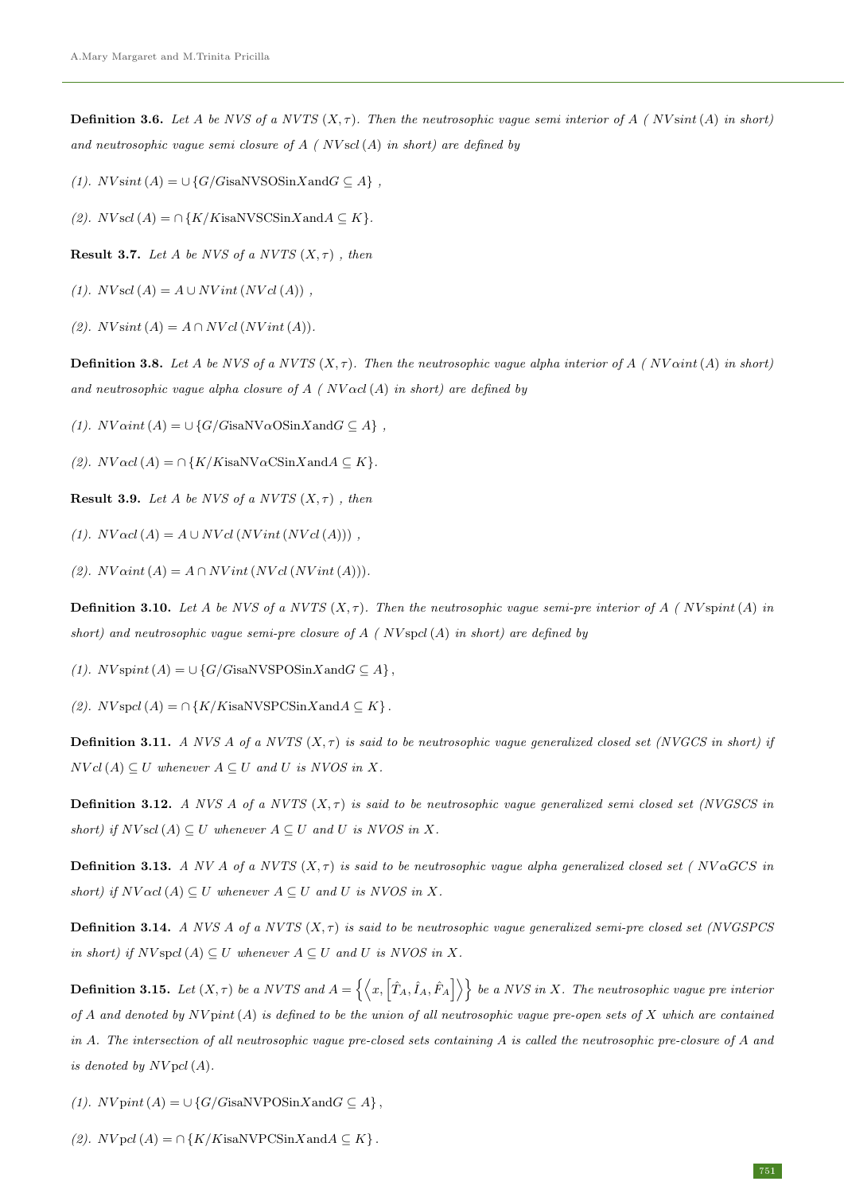**Definition 3.6.** *Let $A$ be NVS of a NVTS $(X, \tau)$. Then the neutrosophic vague semi interior of $A$ ( $NVsint(A)$ in short) and neutrosophic vague semi closure of $A$ ( $NVscl(A)$ in short) are defined by*

*(1).* $NVsint(A) = \cup\{G/G \text{isaNVSOSin} X \text{and} G \subseteq A\}$ ,

*(2).* $NVscl(A) = \cap\{K/K \text{isaNVSCSin} X \text{and} A \subseteq K\}$.

**Result 3.7.** *Let $A$ be NVS of a NVTS $(X, \tau)$ , then*

*(1).* $NVscl(A) = A \cup NVint(NVcl(A))$ ,

*(2).* $NVsint(A) = A \cap NVcl(NVint(A))$.

**Definition 3.8.** *Let $A$ be NVS of a NVTS $(X, \tau)$. Then the neutrosophic vague alpha interior of $A$ ( $NV\alpha int(A)$ in short) and neutrosophic vague alpha closure of $A$ ( $NV\alpha cl(A)$ in short) are defined by*

*(1).* $NV\alpha int(A) = \cup\{G/G \text{isaNV}\alpha\text{OSin} X \text{and} G \subseteq A\}$ ,

*(2).* $NV\alpha cl(A) = \cap\{K/K \text{isaNV}\alpha\text{CSin} X \text{and} A \subseteq K\}$.

**Result 3.9.** *Let $A$ be NVS of a NVTS $(X, \tau)$ , then*

*(1).* $NV\alpha cl(A) = A \cup NVcl(NVint(NVcl(A)))$ ,

*(2).* $NV\alpha int(A) = A \cap NVint(NVcl(NVint(A)))$.

**Definition 3.10.** *Let $A$ be NVS of a NVTS $(X, \tau)$. Then the neutrosophic vague semi-pre interior of $A$ ( $NVspint(A)$ in short) and neutrosophic vague semi-pre closure of $A$ ( $NVspcl(A)$ in short) are defined by*

*(1).* $NVspint(A) = \cup\{G/G \text{isaNVSPOSin} X \text{and} G \subseteq A\}$,

*(2).* $NVspcl(A) = \cap\{K/K \text{isaNVSPCSin} X \text{and} A \subseteq K\}$.

**Definition 3.11.** *A NVS $A$ of a NVTS $(X, \tau)$ is said to be neutrosophic vague generalized closed set (NVGCS in short) if $NVcl(A) \subseteq U$ whenever $A \subseteq U$ and $U$ is NVOS in $X$.*

**Definition 3.12.** *A NVS $A$ of a NVTS $(X, \tau)$ is said to be neutrosophic vague generalized semi closed set (NVGSCS in short) if $NVscl(A) \subseteq U$ whenever $A \subseteq U$ and $U$ is NVOS in $X$.*

**Definition 3.13.** *A NV $A$ of a NVTS $(X, \tau)$ is said to be neutrosophic vague alpha generalized closed set ( $NV\alpha GCS$ in short) if $NV\alpha cl(A) \subseteq U$ whenever $A \subseteq U$ and $U$ is NVOS in $X$.*

**Definition 3.14.** *A NVS $A$ of a NVTS $(X, \tau)$ is said to be neutrosophic vague generalized semi-pre closed set (NVGSPCS in short) if $NVspcl(A) \subseteq U$ whenever $A \subseteq U$ and $U$ is NVOS in $X$.*

**Definition 3.15.** *Let $(X, \tau)$ be a NVTS and $A = \left\{\left\langle x, \left[\hat{T}_A, \hat{I}_A, \hat{F}_A\right]\right\rangle\right\}$ be a NVS in $X$. The neutrosophic vague pre interior of $A$ and denoted by $NVpint(A)$ is defined to be the union of all neutrosophic vague pre-open sets of $X$ which are contained in $A$. The intersection of all neutrosophic vague pre-closed sets containing $A$ is called the neutrosophic pre-closure of $A$ and is denoted by $NVpcl(A)$.*

*(1).* $NVpint(A) = \cup\{G/G \text{isaNVPOSin} X \text{and} G \subseteq A\}$,

*(2).* $NVpcl(A) = \cap\{K/K \text{isaNVPCSin} X \text{and} A \subseteq K\}$.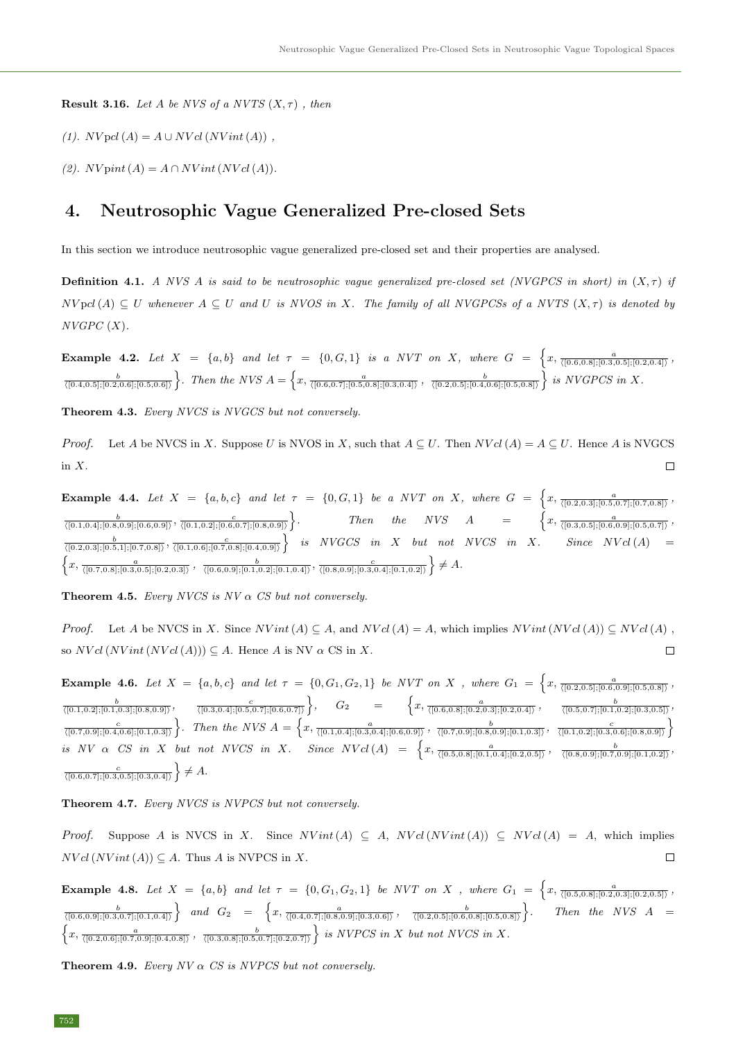**Result 3.16.** *Let $A$ be NVS of a NVTS $(X, \tau)$ , then*

*(1). $NV\text{pcl}(A) = A \cup NVcl(NVint(A))$ ,*

*(2). $NV\text{pint}(A) = A \cap NVint(NVcl(A))$.*

## 4. Neutrosophic Vague Generalized Pre-closed Sets

In this section we introduce neutrosophic vague generalized pre-closed set and their properties are analysed.

**Definition 4.1.** *A NVS $A$ is said to be neutrosophic vague generalized pre-closed set (NVGPCS in short) in $(X, \tau)$ if $NV\text{pcl}(A) \subseteq U$ whenever $A \subseteq U$ and $U$ is NVOS in $X$. The family of all NVGPCSs of a NVTS $(X, \tau)$ is denoted by $NVGPC(X)$.*

**Example 4.2.** *Let $X = \{a, b\}$ and let $\tau = \{0, G, 1\}$ is a NVT on $X$, where $G = \left\{x, \frac{a}{\langle[0.6,0.8];[0.3,0.5];[0.2,0.4]\rangle}, \frac{b}{\langle[0.4,0.5];[0.2,0.6];[0.5,0.6]\rangle}\right\}$. Then the NVS $A = \left\{x, \frac{a}{\langle[0.6,0.7];[0.5,0.8];[0.3,0.4]\rangle}, \frac{b}{\langle[0.2,0.5];[0.4,0.6];[0.5,0.8]\rangle}\right\}$ is NVGPCS in $X$.*

**Theorem 4.3.** *Every NVCS is NVGCS but not conversely.*

*Proof.* Let $A$ be NVCS in $X$. Suppose $U$ is NVOS in $X$, such that $A \subseteq U$. Then $NVcl(A) = A \subseteq U$. Hence $A$ is NVGCS in $X$. $\square$

**Example 4.4.** *Let $X = \{a, b, c\}$ and let $\tau = \{0, G, 1\}$ be a NVT on $X$, where $G = \left\{x, \frac{a}{\langle[0.2,0.3];[0.5,0.7];[0.7,0.8]\rangle}, \frac{b}{\langle[0.1,0.4];[0.8,0.9];[0.6,0.9]\rangle}, \frac{c}{\langle[0.1,0.2];[0.6,0.7];[0.8,0.9]\rangle}\right\}$. Then the NVS $A = \left\{x, \frac{a}{\langle[0.3,0.5];[0.6,0.9];[0.5,0.7]\rangle}, \frac{b}{\langle[0.2,0.3];[0.5,1];[0.7,0.8]\rangle}, \frac{c}{\langle[0.1,0.6];[0.7,0.8];[0.4,0.9]\rangle}\right\}$ is NVGCS in $X$ but not NVCS in $X$. Since $NVcl(A) = \left\{x, \frac{a}{\langle[0.7,0.8];[0.3,0.5];[0.2,0.3]\rangle}, \frac{b}{\langle[0.6,0.9];[0.1,0.2];[0.1,0.4]\rangle}, \frac{c}{\langle[0.8,0.9];[0.3,0.4];[0.1,0.2]\rangle}\right\} \neq A$.*

**Theorem 4.5.** *Every NVCS is NV $\alpha$ CS but not conversely.*

*Proof.* Let $A$ be NVCS in $X$. Since $NVint(A) \subseteq A$, and $NVcl(A) = A$, which implies $NVint(NVcl(A)) \subseteq NVcl(A)$, so $NVcl(NVint(NVcl(A))) \subseteq A$. Hence $A$ is NV $\alpha$ CS in $X$. $\square$

**Example 4.6.** *Let $X = \{a, b, c\}$ and let $\tau = \{0, G_1, G_2, 1\}$ be NVT on $X$ , where $G_1 = \left\{x, \frac{a}{\langle[0.2,0.5];[0.6,0.9];[0.5,0.8]\rangle}, \frac{b}{\langle[0.1,0.2];[0.1,0.3];[0.8,0.9]\rangle}, \frac{c}{\langle[0.3,0.4];[0.5,0.7];[0.6,0.7]\rangle}\right\}$, $G_2 = \left\{x, \frac{a}{\langle[0.6,0.8];[0.2,0.3];[0.2,0.4]\rangle}, \frac{b}{\langle[0.5,0.7];[0.1,0.2];[0.3,0.5]\rangle}, \frac{c}{\langle[0.7,0.9];[0.4,0.6];[0.1,0.3]\rangle}\right\}$. Then the NVS $A = \left\{x, \frac{a}{\langle[0.1,0.4];[0.3,0.4];[0.6,0.9]\rangle}, \frac{b}{\langle[0.7,0.9];[0.8,0.9];[0.1,0.3]\rangle}, \frac{c}{\langle[0.1,0.2];[0.3,0.6];[0.8,0.9]\rangle}\right\}$ is NV $\alpha$ CS in $X$ but not NVCS in $X$. Since $NVcl(A) = \left\{x, \frac{a}{\langle[0.5,0.8];[0.1,0.4];[0.2,0.5]\rangle}, \frac{b}{\langle[0.8,0.9];[0.7,0.9];[0.1,0.2]\rangle}, \frac{c}{\langle[0.6,0.7];[0.3,0.5];[0.3,0.4]\rangle}\right\} \neq A$.*

**Theorem 4.7.** *Every NVCS is NVPCS but not conversely.*

*Proof.* Suppose $A$ is NVCS in $X$. Since $NVint(A) \subseteq A$, $NVcl(NVint(A)) \subseteq NVcl(A) = A$, which implies $NVcl(NVint(A)) \subseteq A$. Thus $A$ is NVPCS in $X$. $\square$

**Example 4.8.** *Let $X = \{a, b\}$ and let $\tau = \{0, G_1, G_2, 1\}$ be NVT on $X$ , where $G_1 = \left\{x, \frac{a}{\langle[0.5,0.8];[0.2,0.3];[0.2,0.5]\rangle}, \frac{b}{\langle[0.6,0.9];[0.3,0.7];[0.1,0.4]\rangle}\right\}$ and $G_2 = \left\{x, \frac{a}{\langle[0.4,0.7];[0.8,0.9];[0.3,0.6]\rangle}, \frac{b}{\langle[0.2,0.5];[0.6,0.8];[0.5,0.8]\rangle}\right\}$. Then the NVS $A = \left\{x, \frac{a}{\langle[0.2,0.6];[0.7,0.9];[0.4,0.8]\rangle}, \frac{b}{\langle[0.3,0.8];[0.5,0.7];[0.2,0.7]\rangle}\right\}$ is NVPCS in $X$ but not NVCS in $X$.*

**Theorem 4.9.** *Every NV $\alpha$ CS is NVPCS but not conversely.*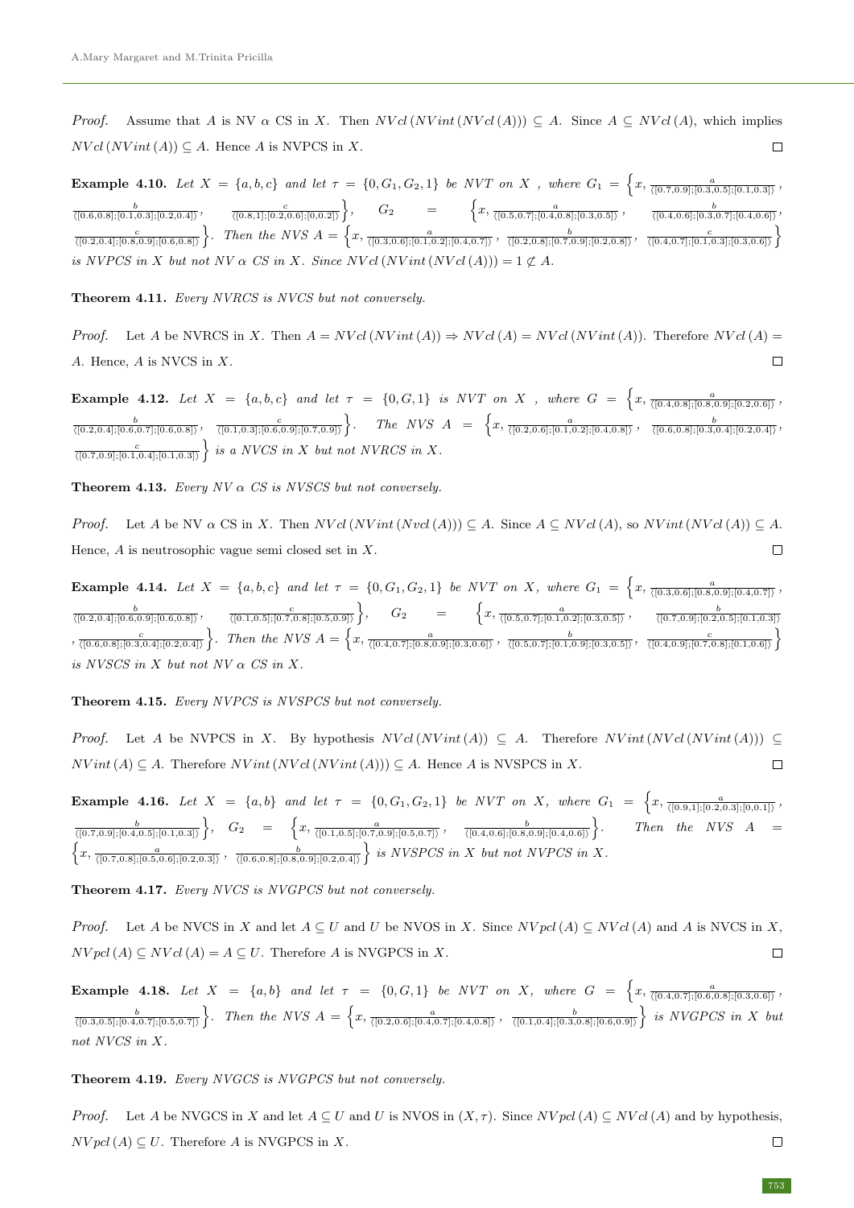*Proof.* Assume that $A$ is NV $\alpha$ CS in $X$. Then $NVcl\,(NVint\,(NVcl\,(A))) \subseteq A$. Since $A \subseteq NVcl\,(A)$, which implies $NVcl\,(NVint\,(A)) \subseteq A$. Hence $A$ is NVPCS in $X$. □

**Example 4.10.** *Let $X = \{a, b, c\}$ and let $\tau = \{0, G_1, G_2, 1\}$ be NVT on $X$ , where $G_1 = \left\{x, \frac{a}{\langle[0.7,0.9];[0.3,0.5];[0.1,0.3]\rangle}, \frac{b}{\langle[0.6,0.8];[0.1,0.3];[0.2,0.4]\rangle}, \frac{c}{\langle[0.8,1];[0.2,0.6];[0,0.2]\rangle}\right\}$, $G_2 = \left\{x, \frac{a}{\langle[0.5,0.7];[0.4,0.8];[0.3,0.5]\rangle}, \frac{b}{\langle[0.4,0.6];[0.3,0.7];[0.4,0.6]\rangle}, \frac{c}{\langle[0.2,0.4];[0.8,0.9];[0.6,0.8]\rangle}\right\}$. Then the NVS $A = \left\{x, \frac{a}{\langle[0.3,0.6];[0.1,0.2];[0.4,0.7]\rangle}, \frac{b}{\langle[0.2,0.8];[0.7,0.9];[0.2,0.8]\rangle}, \frac{c}{\langle[0.4,0.7];[0.1,0.3];[0.3,0.6]\rangle}\right\}$ is NVPCS in $X$ but not NV $\alpha$ CS in $X$. Since $NVcl\,(NVint\,(NVcl\,(A))) = 1 \not\subset A$.*

**Theorem 4.11.** *Every NVRCS is NVCS but not conversely.*

*Proof.* Let $A$ be NVRCS in $X$. Then $A = NVcl\,(NVint\,(A)) \Rightarrow NVcl\,(A) = NVcl\,(NVint\,(A))$. Therefore $NVcl\,(A) = A$. Hence, $A$ is NVCS in $X$. □

**Example 4.12.** *Let $X = \{a, b, c\}$ and let $\tau = \{0, G, 1\}$ is NVT on $X$ , where $G = \left\{x, \frac{a}{\langle[0.4,0.8];[0.8,0.9];[0.2,0.6]\rangle}, \frac{b}{\langle[0.2,0.4];[0.6,0.7];[0.6,0.8]\rangle}, \frac{c}{\langle[0.1,0.3];[0.6,0.9];[0.7,0.9]\rangle}\right\}$. The NVS $A = \left\{x, \frac{a}{\langle[0.2,0.6];[0.1,0.2];[0.4,0.8]\rangle}, \frac{b}{\langle[0.6,0.8];[0.3,0.4];[0.2,0.4]\rangle}, \frac{c}{\langle[0.7,0.9];[0.1,0.4];[0.1,0.3]\rangle}\right\}$ is a NVCS in $X$ but not NVRCS in $X$.*

**Theorem 4.13.** *Every NV $\alpha$ CS is NVSCS but not conversely.*

*Proof.* Let $A$ be NV $\alpha$ CS in $X$. Then $NVcl\,(NVint\,(Nvcl\,(A))) \subseteq A$. Since $A \subseteq NVcl\,(A)$, so $NVint\,(NVcl\,(A)) \subseteq A$. Hence, $A$ is neutrosophic vague semi closed set in $X$. □

**Example 4.14.** *Let $X = \{a, b, c\}$ and let $\tau = \{0, G_1, G_2, 1\}$ be NVT on $X$, where $G_1 = \left\{x, \frac{a}{\langle[0.3,0.6];[0.8,0.9];[0.4,0.7]\rangle}, \frac{b}{\langle[0.2,0.4];[0.6,0.9];[0.6,0.8]\rangle}, \frac{c}{\langle[0.1,0.5];[0.7,0.8];[0.5,0.9]\rangle}\right\}$, $G_2 = \left\{x, \frac{a}{\langle[0.5,0.7];[0.1,0.2];[0.3,0.5]\rangle}, \frac{b}{\langle[0.7,0.9];[0.2,0.5];[0.1,0.3]\rangle}, \frac{c}{\langle[0.6,0.8];[0.3,0.4];[0.2,0.4]\rangle}\right\}$. Then the NVS $A = \left\{x, \frac{a}{\langle[0.4,0.7];[0.8,0.9];[0.3,0.6]\rangle}, \frac{b}{\langle[0.5,0.7];[0.1,0.9];[0.3,0.5]\rangle}, \frac{c}{\langle[0.4,0.9];[0.7,0.8];[0.1,0.6]\rangle}\right\}$ is NVSCS in $X$ but not NV $\alpha$ CS in $X$.*

**Theorem 4.15.** *Every NVPCS is NVSPCS but not conversely.*

*Proof.* Let $A$ be NVPCS in $X$. By hypothesis $NVcl\,(NVint\,(A)) \subseteq A$. Therefore $NVint\,(NVcl\,(NVint\,(A))) \subseteq NVint\,(A) \subseteq A$. Therefore $NVint\,(NVcl\,(NVint\,(A))) \subseteq A$. Hence $A$ is NVSPCS in $X$. □

**Example 4.16.** *Let $X = \{a, b\}$ and let $\tau = \{0, G_1, G_2, 1\}$ be NVT on $X$, where $G_1 = \left\{x, \frac{a}{\langle[0.9,1];[0.2,0.3];[0,0.1]\rangle}, \frac{b}{\langle[0.7,0.9];[0.4,0.5];[0.1,0.3]\rangle}\right\}$, $G_2 = \left\{x, \frac{a}{\langle[0.1,0.5];[0.7,0.9];[0.5,0.7]\rangle}, \frac{b}{\langle[0.4,0.6];[0.8,0.9];[0.4,0.6]\rangle}\right\}$. Then the NVS $A = \left\{x, \frac{a}{\langle[0.7,0.8];[0.5,0.6];[0.2,0.3]\rangle}, \frac{b}{\langle[0.6,0.8];[0.8,0.9];[0.2,0.4]\rangle}\right\}$ is NVSPCS in $X$ but not NVPCS in $X$.*

**Theorem 4.17.** *Every NVCS is NVGPCS but not conversely.*

*Proof.* Let $A$ be NVCS in $X$ and let $A \subseteq U$ and $U$ be NVOS in $X$. Since $NVpcl\,(A) \subseteq NVcl\,(A)$ and $A$ is NVCS in $X$, $NVpcl\,(A) \subseteq NVcl\,(A) = A \subseteq U$. Therefore $A$ is NVGPCS in $X$. □

**Example 4.18.** *Let $X = \{a, b\}$ and let $\tau = \{0, G, 1\}$ be NVT on $X$, where $G = \left\{x, \frac{a}{\langle[0.4,0.7];[0.6,0.8];[0.3,0.6]\rangle}, \frac{b}{\langle[0.3,0.5];[0.4,0.7];[0.5,0.7]\rangle}\right\}$. Then the NVS $A = \left\{x, \frac{a}{\langle[0.2,0.6];[0.4,0.7];[0.4,0.8]\rangle}, \frac{b}{\langle[0.1,0.4];[0.3,0.8];[0.6,0.9]\rangle}\right\}$ is NVGPCS in $X$ but not NVCS in $X$.*

**Theorem 4.19.** *Every NVGCS is NVGPCS but not conversely.*

*Proof.* Let $A$ be NVGCS in $X$ and let $A \subseteq U$ and $U$ is NVOS in $(X, \tau)$. Since $NVpcl\,(A) \subseteq NVcl\,(A)$ and by hypothesis, $NVpcl\,(A) \subseteq U$. Therefore $A$ is NVGPCS in $X$. □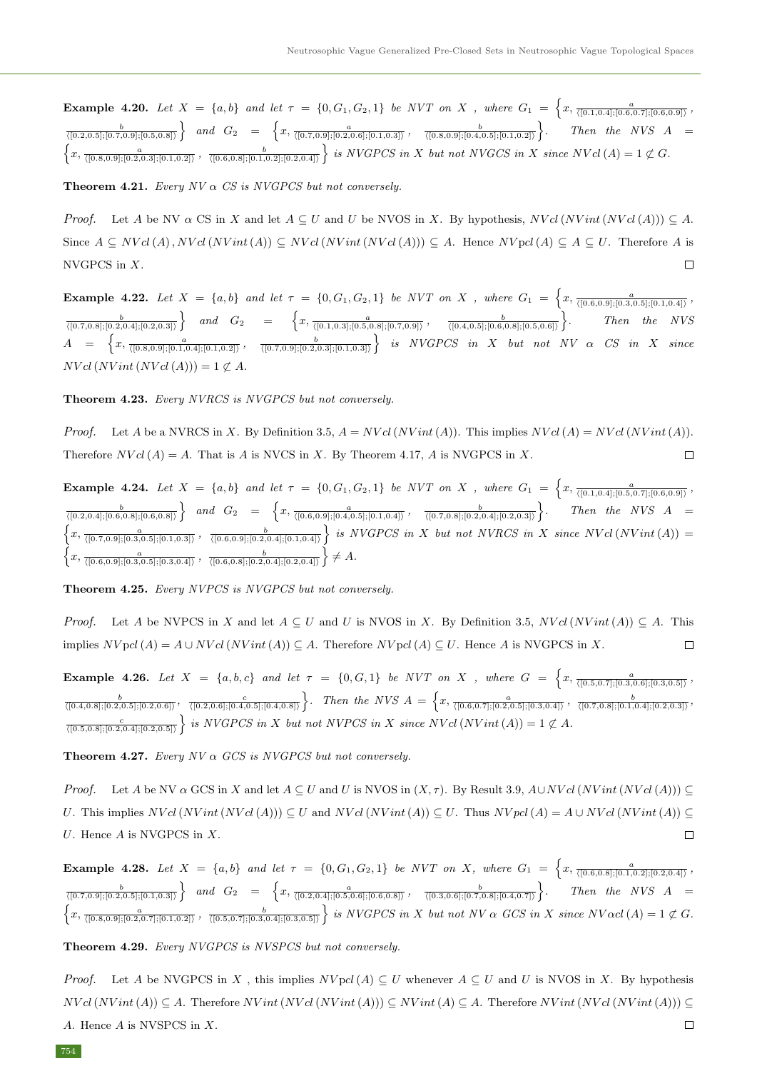**Example 4.20.** *Let $X = \{a,b\}$ and let $\tau = \{0, G_1, G_2, 1\}$ be NVT on $X$ , where $G_1 = \left\{x, \frac{a}{\langle[0.1,0.4];[0.6,0.7];[0.6,0.9]\rangle}, \frac{b}{\langle[0.2,0.5];[0.7,0.9];[0.5,0.8]\rangle}\right\}$ and $G_2 = \left\{x, \frac{a}{\langle[0.7,0.9];[0.2,0.6];[0.1,0.3]\rangle}, \frac{b}{\langle[0.8,0.9];[0.4,0.5];[0.1,0.2]\rangle}\right\}$. Then the NVS $A = \left\{x, \frac{a}{\langle[0.8,0.9];[0.2,0.3];[0.1,0.2]\rangle}, \frac{b}{\langle[0.6,0.8];[0.1,0.2];[0.2,0.4]\rangle}\right\}$ is NVGPCS in $X$ but not NVGCS in $X$ since $NVcl\,(A) = 1 \not\subseteq G$.*

**Theorem 4.21.** *Every NV $\alpha$ CS is NVGPCS but not conversely.*

*Proof.* Let $A$ be NV $\alpha$ CS in $X$ and let $A \subseteq U$ and $U$ be NVOS in $X$. By hypothesis, $NVcl\,(NVint\,(NVcl\,(A))) \subseteq A$. Since $A \subseteq NVcl\,(A)\,, NVcl\,(NVint\,(A)) \subseteq NVcl\,(NVint\,(NVcl\,(A))) \subseteq A$. Hence $NV\text{pcl}\,(A) \subseteq A \subseteq U$. Therefore $A$ is NVGPCS in $X$. □

**Example 4.22.** *Let $X = \{a,b\}$ and let $\tau = \{0, G_1, G_2, 1\}$ be NVT on $X$ , where $G_1 = \left\{x, \frac{a}{\langle[0.6,0.9];[0.3,0.5];[0.1,0.4]\rangle}, \frac{b}{\langle[0.7,0.8];[0.2,0.4];[0.2,0.3]\rangle}\right\}$ and $G_2 = \left\{x, \frac{a}{\langle[0.1,0.3];[0.5,0.8];[0.7,0.9]\rangle}, \frac{b}{\langle[0.4,0.5];[0.6,0.8];[0.5,0.6]\rangle}\right\}$. Then the NVS $A = \left\{x, \frac{a}{\langle[0.8,0.9];[0.1,0.4];[0.1,0.2]\rangle}, \frac{b}{\langle[0.7,0.9];[0.2,0.3];[0.1,0.3]\rangle}\right\}$ is NVGPCS in $X$ but not NV $\alpha$ CS in $X$ since $NVcl\,(NVint\,(NVcl\,(A))) = 1 \not\subseteq A$.*

**Theorem 4.23.** *Every NVRCS is NVGPCS but not conversely.*

*Proof.* Let $A$ be a NVRCS in $X$. By Definition 3.5, $A = NVcl\,(NVint\,(A))$. This implies $NVcl\,(A) = NVcl\,(NVint\,(A))$. Therefore $NVcl\,(A) = A$. That is $A$ is NVCS in $X$. By Theorem 4.17, $A$ is NVGPCS in $X$. □

**Example 4.24.** *Let $X = \{a,b\}$ and let $\tau = \{0, G_1, G_2, 1\}$ be NVT on $X$ , where $G_1 = \left\{x, \frac{a}{\langle[0.1,0.4];[0.5,0.7];[0.6,0.9]\rangle}, \frac{b}{\langle[0.2,0.4];[0.6,0.8];[0.6,0.8]\rangle}\right\}$ and $G_2 = \left\{x, \frac{a}{\langle[0.6,0.9];[0.4,0.5];[0.1,0.4]\rangle}, \frac{b}{\langle[0.7,0.8];[0.2,0.4];[0.2,0.3]\rangle}\right\}$. Then the NVS $A = \left\{x, \frac{a}{\langle[0.7,0.9];[0.3,0.5];[0.1,0.3]\rangle}, \frac{b}{\langle[0.6,0.9];[0.2,0.4];[0.1,0.4]\rangle}\right\}$ is NVGPCS in $X$ but not NVRCS in $X$ since $NVcl\,(NVint\,(A)) = \left\{x, \frac{a}{\langle[0.6,0.9];[0.3,0.5];[0.3,0.4]\rangle}, \frac{b}{\langle[0.6,0.8];[0.2,0.4];[0.2,0.4]\rangle}\right\} \neq A$.*

**Theorem 4.25.** *Every NVPCS is NVGPCS but not conversely.*

*Proof.* Let $A$ be NVPCS in $X$ and let $A \subseteq U$ and $U$ is NVOS in $X$. By Definition 3.5, $NVcl\,(NVint\,(A)) \subseteq A$. This implies $NV\text{pcl}\,(A) = A \cup NVcl\,(NVint\,(A)) \subseteq A$. Therefore $NV\text{pcl}\,(A) \subseteq U$. Hence $A$ is NVGPCS in $X$. □

**Example 4.26.** *Let $X = \{a,b,c\}$ and let $\tau = \{0, G, 1\}$ be NVT on $X$ , where $G = \left\{x, \frac{a}{\langle[0.5,0.7];[0.3,0.6];[0.3,0.5]\rangle}, \frac{b}{\langle[0.4,0.8];[0.2,0.5];[0.2,0.6]\rangle}, \frac{c}{\langle[0.2,0.6];[0.4,0.5];[0.4,0.8]\rangle}\right\}$. Then the NVS $A = \left\{x, \frac{a}{\langle[0.6,0.7];[0.2,0.5];[0.3,0.4]\rangle}, \frac{b}{\langle[0.7,0.8];[0.1,0.4];[0.2,0.3]\rangle}, \frac{c}{\langle[0.5,0.8];[0.2,0.4];[0.2,0.5]\rangle}\right\}$ is NVGPCS in $X$ but not NVPCS in $X$ since $NVcl\,(NVint\,(A)) = 1 \not\subseteq A$.*

**Theorem 4.27.** *Every NV $\alpha$ GCS is NVGPCS but not conversely.*

*Proof.* Let $A$ be NV $\alpha$ GCS in $X$ and let $A \subseteq U$ and $U$ is NVOS in $(X, \tau)$. By Result 3.9, $A \cup NVcl\,(NVint\,(NVcl\,(A))) \subseteq U$. This implies $NVcl\,(NVint\,(NVcl\,(A))) \subseteq U$ and $NVcl\,(NVint\,(A)) \subseteq U$. Thus $NVpcl\,(A) = A \cup NVcl\,(NVint\,(A)) \subseteq U$. Hence $A$ is NVGPCS in $X$. □

**Example 4.28.** *Let $X = \{a,b\}$ and let $\tau = \{0, G_1, G_2, 1\}$ be NVT on $X$, where $G_1 = \left\{x, \frac{a}{\langle[0.6,0.8];[0.1,0.2];[0.2,0.4]\rangle}, \frac{b}{\langle[0.7,0.9];[0.2,0.5];[0.1,0.3]\rangle}\right\}$ and $G_2 = \left\{x, \frac{a}{\langle[0.2,0.4];[0.5,0.6];[0.6,0.8]\rangle}, \frac{b}{\langle[0.3,0.6];[0.7,0.8];[0.4,0.7]\rangle}\right\}$. Then the NVS $A = \left\{x, \frac{a}{\langle[0.8,0.9];[0.2,0.7];[0.1,0.2]\rangle}, \frac{b}{\langle[0.5,0.7];[0.3,0.4];[0.3,0.5]\rangle}\right\}$ is NVGPCS in $X$ but not NV $\alpha$ GCS in $X$ since $NV\alpha cl\,(A) = 1 \not\subseteq G$.*

**Theorem 4.29.** *Every NVGPCS is NVSPCS but not conversely.*

*Proof.* Let $A$ be NVGPCS in $X$ , this implies $NV\text{pcl}\,(A) \subseteq U$ whenever $A \subseteq U$ and $U$ is NVOS in $X$. By hypothesis $NVcl\,(NVint\,(A)) \subseteq A$. Therefore $NVint\,(NVcl\,(NVint\,(A))) \subseteq NVint\,(A) \subseteq A$. Therefore $NVint\,(NVcl\,(NVint\,(A))) \subseteq A$. Hence $A$ is NVSPCS in $X$. □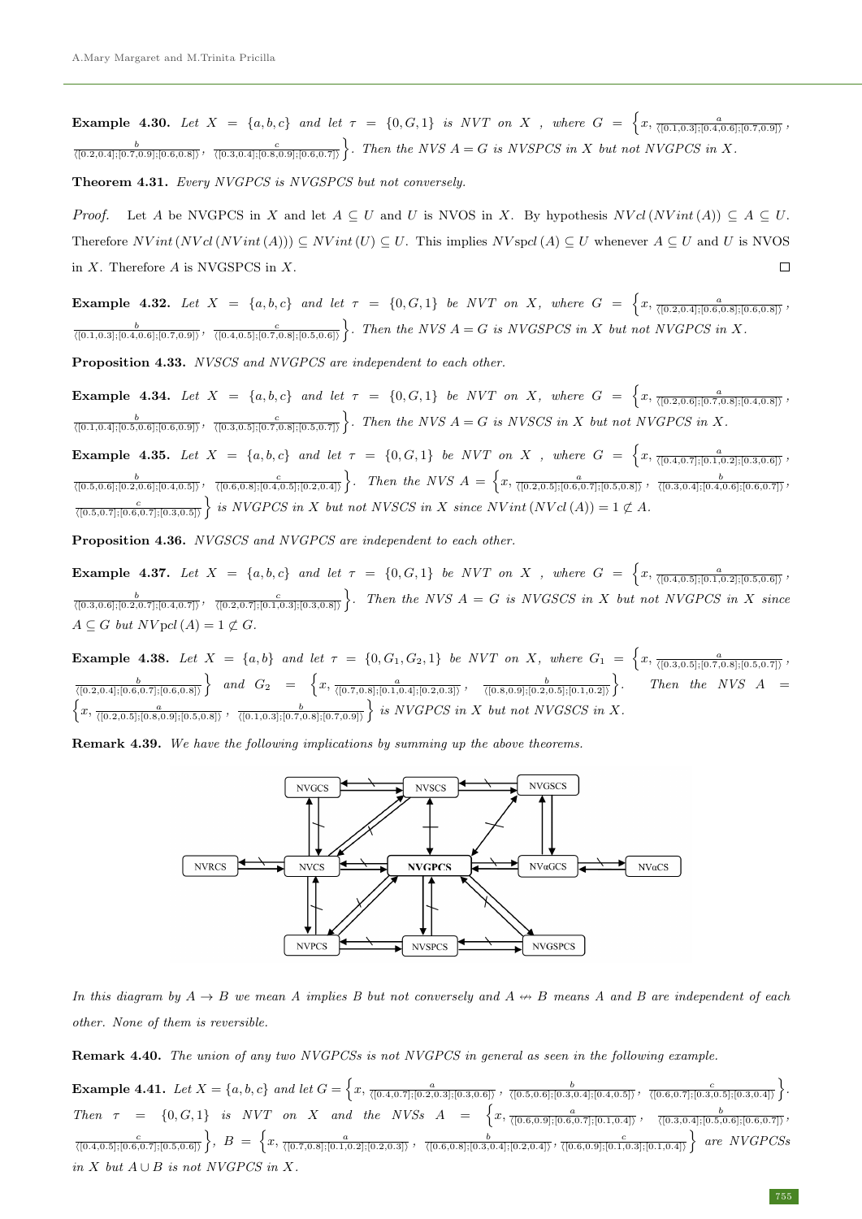**Example 4.30.** *Let $X = \{a, b, c\}$ and let $\tau = \{0, G, 1\}$ is NVT on $X$ , where $G = \left\{x, \frac{a}{\langle[0.1,0.3];[0.4,0.6];[0.7,0.9]\rangle}, \frac{b}{\langle[0.2,0.4];[0.7,0.9];[0.6,0.8]\rangle}, \frac{c}{\langle[0.3,0.4];[0.8,0.9];[0.6,0.7]\rangle}\right\}$. Then the NVS $A = G$ is NVSPCS in $X$ but not NVGPCS in $X$.*

**Theorem 4.31.** *Every NVGPCS is NVGSPCS but not conversely.*

*Proof.* Let $A$ be NVGPCS in $X$ and let $A \subseteq U$ and $U$ is NVOS in $X$. By hypothesis $NVcl(NVint(A)) \subseteq A \subseteq U$. Therefore $NVint(NVcl(NVint(A))) \subseteq NVint(U) \subseteq U$. This implies $NV\text{spcl}(A) \subseteq U$ whenever $A \subseteq U$ and $U$ is NVOS in $X$. Therefore $A$ is NVGSPCS in $X$. □

**Example 4.32.** *Let $X = \{a, b, c\}$ and let $\tau = \{0, G, 1\}$ be NVT on $X$, where $G = \left\{x, \frac{a}{\langle[0.2,0.4];[0.6,0.8];[0.6,0.8]\rangle}, \frac{b}{\langle[0.1,0.3];[0.4,0.6];[0.7,0.9]\rangle}, \frac{c}{\langle[0.4,0.5];[0.7,0.8];[0.5,0.6]\rangle}\right\}$. Then the NVS $A = G$ is NVGSPCS in $X$ but not NVGPCS in $X$.*

**Proposition 4.33.** *NVSCS and NVGPCS are independent to each other.*

**Example 4.34.** *Let $X = \{a, b, c\}$ and let $\tau = \{0, G, 1\}$ be NVT on $X$, where $G = \left\{x, \frac{a}{\langle[0.2,0.6];[0.7,0.8];[0.4,0.8]\rangle}, \frac{b}{\langle[0.1,0.4];[0.5,0.6];[0.6,0.9]\rangle}, \frac{c}{\langle[0.3,0.5];[0.7,0.8];[0.5,0.7]\rangle}\right\}$. Then the NVS $A = G$ is NVSCS in $X$ but not NVGPCS in $X$.*

**Example 4.35.** *Let $X = \{a, b, c\}$ and let $\tau = \{0, G, 1\}$ be NVT on $X$ , where $G = \left\{x, \frac{a}{\langle[0.4,0.7];[0.1,0.2];[0.3,0.6]\rangle}, \frac{b}{\langle[0.5,0.6];[0.2,0.6];[0.4,0.5]\rangle}, \frac{c}{\langle[0.6,0.8];[0.4,0.5];[0.2,0.4]\rangle}\right\}$. Then the NVS $A = \left\{x, \frac{a}{\langle[0.2,0.5];[0.6,0.7];[0.5,0.8]\rangle}, \frac{b}{\langle[0.3,0.4];[0.4,0.6];[0.6,0.7]\rangle}, \frac{c}{\langle[0.5,0.7];[0.6,0.7];[0.3,0.5]\rangle}\right\}$ is NVGPCS in $X$ but not NVSCS in $X$ since $NVint(NVcl(A)) = 1 \not\subseteq A$.*

**Proposition 4.36.** *NVGSCS and NVGPCS are independent to each other.*

**Example 4.37.** *Let $X = \{a, b, c\}$ and let $\tau = \{0, G, 1\}$ be NVT on $X$ , where $G = \left\{x, \frac{a}{\langle[0.4,0.5];[0.1,0.2];[0.5,0.6]\rangle}, \frac{b}{\langle[0.3,0.6];[0.2,0.7];[0.4,0.7]\rangle}, \frac{c}{\langle[0.2,0.7];[0.1,0.3];[0.3,0.8]\rangle}\right\}$. Then the NVS $A = G$ is NVGSCS in $X$ but not NVGPCS in $X$ since $A \subseteq G$ but $NV\text{pcl}(A) = 1 \not\subseteq G$.*

**Example 4.38.** *Let $X = \{a, b\}$ and let $\tau = \{0, G_1, G_2, 1\}$ be NVT on $X$, where $G_1 = \left\{x, \frac{a}{\langle[0.3,0.5];[0.7,0.8];[0.5,0.7]\rangle}, \frac{b}{\langle[0.2,0.4];[0.6,0.7];[0.6,0.8]\rangle}\right\}$ and $G_2 = \left\{x, \frac{a}{\langle[0.7,0.8];[0.1,0.4];[0.2,0.3]\rangle}, \frac{b}{\langle[0.8,0.9];[0.2,0.5];[0.1,0.2]\rangle}\right\}$. Then the NVS $A = \left\{x, \frac{a}{\langle[0.2,0.5];[0.8,0.9];[0.5,0.8]\rangle}, \frac{b}{\langle[0.1,0.3];[0.7,0.8];[0.7,0.9]\rangle}\right\}$ is NVGPCS in $X$ but not NVGSCS in $X$.*

**Remark 4.39.** *We have the following implications by summing up the above theorems.*

*In this diagram by $A \rightarrow B$ we mean $A$ implies $B$ but not conversely and $A \nleftrightarrow B$ means $A$ and $B$ are independent of each other. None of them is reversible.*

**Remark 4.40.** *The union of any two NVGPCSs is not NVGPCS in general as seen in the following example.*

**Example 4.41.** *Let $X = \{a, b, c\}$ and let $G = \left\{x, \frac{a}{\langle[0.4,0.7];[0.2,0.3];[0.3,0.6]\rangle}, \frac{b}{\langle[0.5,0.6];[0.3,0.4];[0.4,0.5]\rangle}, \frac{c}{\langle[0.6,0.7];[0.3,0.5];[0.3,0.4]\rangle}\right\}$. Then $\tau = \{0, G, 1\}$ is NVT on $X$ and the NVSs $A = \left\{x, \frac{a}{\langle[0.6,0.9];[0.6,0.7];[0.1,0.4]\rangle}, \frac{b}{\langle[0.3,0.4];[0.5,0.6];[0.6,0.7]\rangle}, \frac{c}{\langle[0.4,0.5];[0.6,0.7];[0.5,0.6]\rangle}\right\}$, $B = \left\{x, \frac{a}{\langle[0.7,0.8];[0.1,0.2];[0.2,0.3]\rangle}, \frac{b}{\langle[0.6,0.8];[0.3,0.4];[0.2,0.4]\rangle}, \frac{c}{\langle[0.6,0.9];[0.1,0.3];[0.1,0.4]\rangle}\right\}$ are NVGPCSs in $X$ but $A \cup B$ is not NVGPCS in $X$.*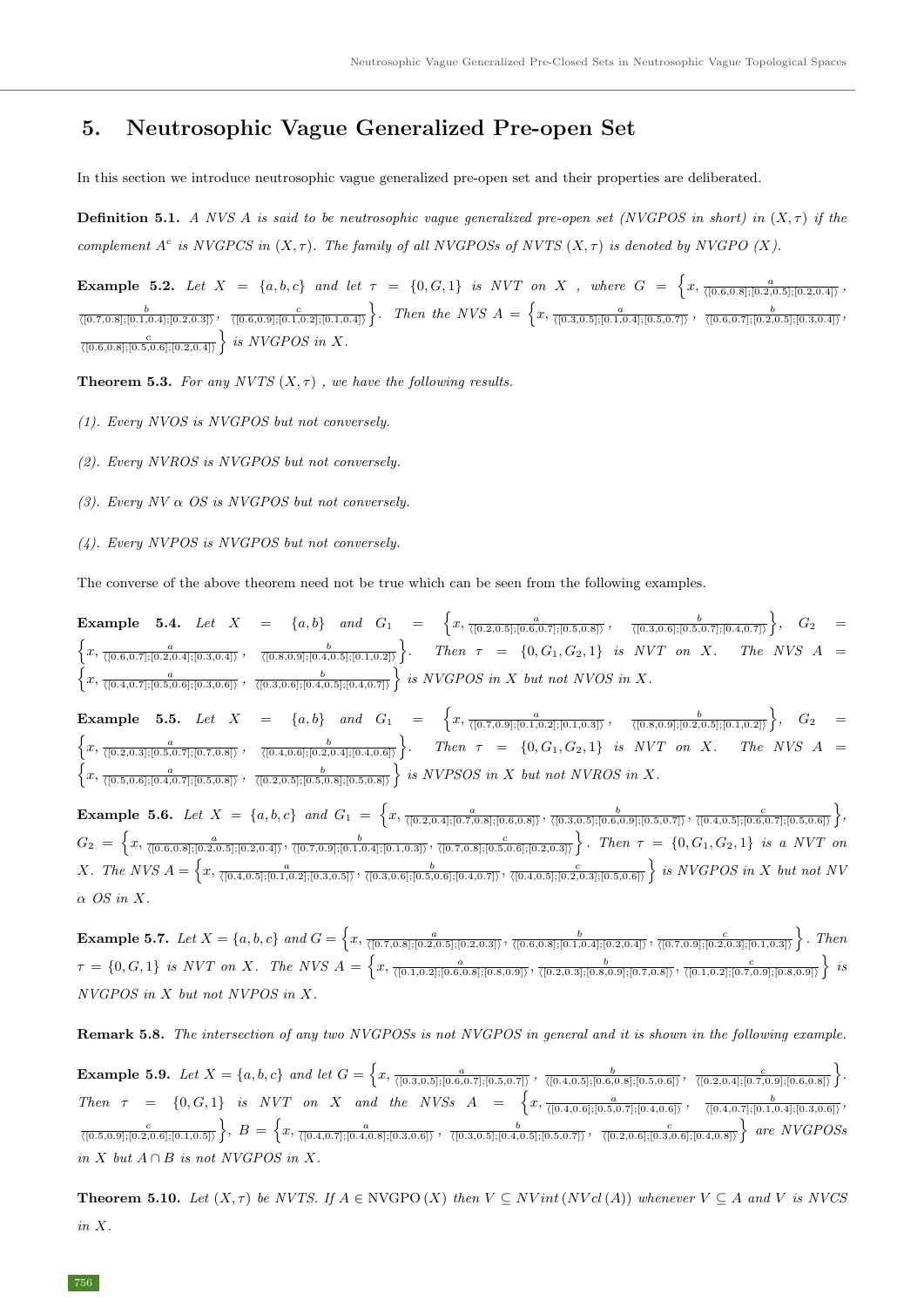## 5. Neutrosophic Vague Generalized Pre-open Set

In this section we introduce neutrosophic vague generalized pre-open set and their properties are deliberated.

**Definition 5.1.** *A NVS A is said to be neutrosophic vague generalized pre-open set (NVGPOS in short) in $(X, \tau)$ if the complement $A^c$ is NVGPCS in $(X, \tau)$. The family of all NVGPOSs of NVTS $(X, \tau)$ is denoted by NVGPO $(X)$.*

**Example 5.2.** *Let $X = \{a, b, c\}$ and let $\tau = \{0, G, 1\}$ is NVT on X , where $G = \left\{x, \frac{a}{\langle[0.6,0.8];[0.2,0.5];[0.2,0.4]\rangle}, \frac{b}{\langle[0.7,0.8];[0.1,0.4];[0.2,0.3]\rangle}, \frac{c}{\langle[0.6,0.9];[0.1,0.2];[0.1,0.4]\rangle}\right\}$. Then the NVS $A = \left\{x, \frac{a}{\langle[0.3,0.5];[0.1,0.4];[0.5,0.7]\rangle}, \frac{b}{\langle[0.6,0.7];[0.2,0.5];[0.3,0.4]\rangle}, \frac{c}{\langle[0.6,0.8];[0.5,0.6];[0.2,0.4]\rangle}\right\}$ is NVGPOS in X.*

**Theorem 5.3.** *For any NVTS $(X, \tau)$ , we have the following results.*

*(1). Every NVOS is NVGPOS but not conversely.*

*(2). Every NVROS is NVGPOS but not conversely.*

*(3). Every NV $\alpha$ OS is NVGPOS but not conversely.*

*(4). Every NVPOS is NVGPOS but not conversely.*

The converse of the above theorem need not be true which can be seen from the following examples.

**Example 5.4.** *Let $X = \{a, b\}$ and $G_1 = \left\{x, \frac{a}{\langle[0.2,0.5];[0.6,0.7];[0.5,0.8]\rangle}, \frac{b}{\langle[0.3,0.6];[0.5,0.7];[0.4,0.7]\rangle}\right\}$, $G_2 = \left\{x, \frac{a}{\langle[0.6,0.7];[0.2,0.4];[0.3,0.4]\rangle}, \frac{b}{\langle[0.8,0.9];[0.4,0.5];[0.1,0.2]\rangle}\right\}$. Then $\tau = \{0, G_1, G_2, 1\}$ is NVT on X. The NVS $A = \left\{x, \frac{a}{\langle[0.4,0.7];[0.5,0.6];[0.3,0.6]\rangle}, \frac{b}{\langle[0.3,0.6];[0.4,0.5];[0.4,0.7]\rangle}\right\}$ is NVGPOS in X but not NVOS in X.*

**Example 5.5.** *Let $X = \{a, b\}$ and $G_1 = \left\{x, \frac{a}{\langle[0.7,0.9];[0.1,0.2];[0.1,0.3]\rangle}, \frac{b}{\langle[0.8,0.9];[0.2,0.5];[0.1,0.2]\rangle}\right\}$, $G_2 = \left\{x, \frac{a}{\langle[0.2,0.3];[0.5,0.7];[0.7,0.8]\rangle}, \frac{b}{\langle[0.4,0.6];[0.2,0.4];[0.4,0.6]\rangle}\right\}$. Then $\tau = \{0, G_1, G_2, 1\}$ is NVT on X. The NVS $A = \left\{x, \frac{a}{\langle[0.5,0.6];[0.4,0.7];[0.5,0.8]\rangle}, \frac{b}{\langle[0.2,0.5];[0.5,0.8];[0.5,0.8]\rangle}\right\}$ is NVPSOS in X but not NVROS in X.*

**Example 5.6.** *Let $X = \{a, b, c\}$ and $G_1 = \left\{x, \frac{a}{\langle[0.2,0.4];[0.7,0.8];[0.6,0.8]\rangle}, \frac{b}{\langle[0.3,0.5];[0.6,0.9];[0.5,0.7]\rangle}, \frac{c}{\langle[0.4,0.5];[0.6,0.7];[0.5,0.6]\rangle}\right\}$, $G_2 = \left\{x, \frac{a}{\langle[0.6,0.8];[0.2,0.5];[0.2,0.4]\rangle}, \frac{b}{\langle[0.7,0.9];[0.1,0.4];[0.1,0.3]\rangle}, \frac{c}{\langle[0.7,0.8];[0.5,0.6];[0.2,0.3]\rangle}\right\}$. Then $\tau = \{0, G_1, G_2, 1\}$ is a NVT on X. The NVS $A = \left\{x, \frac{a}{\langle[0.4,0.5];[0.1,0.2];[0.3,0.5]\rangle}, \frac{b}{\langle[0.3,0.6];[0.5,0.6];[0.4,0.7]\rangle}, \frac{c}{\langle[0.4,0.5];[0.2,0.3];[0.5,0.6]\rangle}\right\}$ is NVGPOS in X but not NV $\alpha$ OS in X.*

**Example 5.7.** *Let $X = \{a, b, c\}$ and $G = \left\{x, \frac{a}{\langle[0.7,0.8];[0.2,0.5];[0.2,0.3]\rangle}, \frac{b}{\langle[0.6,0.8];[0.1,0.4];[0.2,0.4]\rangle}, \frac{c}{\langle[0.7,0.9];[0.2,0.3];[0.1,0.3]\rangle}\right\}$. Then $\tau = \{0, G, 1\}$ is NVT on X. The NVS $A = \left\{x, \frac{a}{\langle[0.1,0.2];[0.6,0.8];[0.8,0.9]\rangle}, \frac{b}{\langle[0.2,0.3];[0.8,0.9];[0.7,0.8]\rangle}, \frac{c}{\langle[0.1,0.2];[0.7,0.9];[0.8,0.9]\rangle}\right\}$ is NVGPOS in X but not NVPOS in X.*

**Remark 5.8.** *The intersection of any two NVGPOSs is not NVGPOS in general and it is shown in the following example.*

**Example 5.9.** *Let $X = \{a, b, c\}$ and let $G = \left\{x, \frac{a}{\langle[0.3,0.5];[0.6,0.7];[0.5,0.7]\rangle}, \frac{b}{\langle[0.4,0.5];[0.6,0.8];[0.5,0.6]\rangle}, \frac{c}{\langle[0.2,0.4];[0.7,0.9];[0.6,0.8]\rangle}\right\}$. Then $\tau = \{0, G, 1\}$ is NVT on X and the NVSs $A = \left\{x, \frac{a}{\langle[0.4,0.6];[0.5,0.7];[0.4,0.6]\rangle}, \frac{b}{\langle[0.4,0.7];[0.1,0.4];[0.3,0.6]\rangle}, \frac{c}{\langle[0.5,0.9];[0.2,0.6];[0.1,0.5]\rangle}\right\}$, $B = \left\{x, \frac{a}{\langle[0.4,0.7];[0.4,0.8];[0.3,0.6]\rangle}, \frac{b}{\langle[0.3,0.5];[0.4,0.5];[0.5,0.7]\rangle}, \frac{c}{\langle[0.2,0.6];[0.3,0.6];[0.4,0.8]\rangle}\right\}$ are NVGPOSs in X but $A \cap B$ is not NVGPOS in X.*

**Theorem 5.10.** *Let $(X, \tau)$ be NVTS. If $A \in$ NVGPO $(X)$ then $V \subseteq NVint(NVcl(A))$ whenever $V \subseteq A$ and V is NVCS in X.*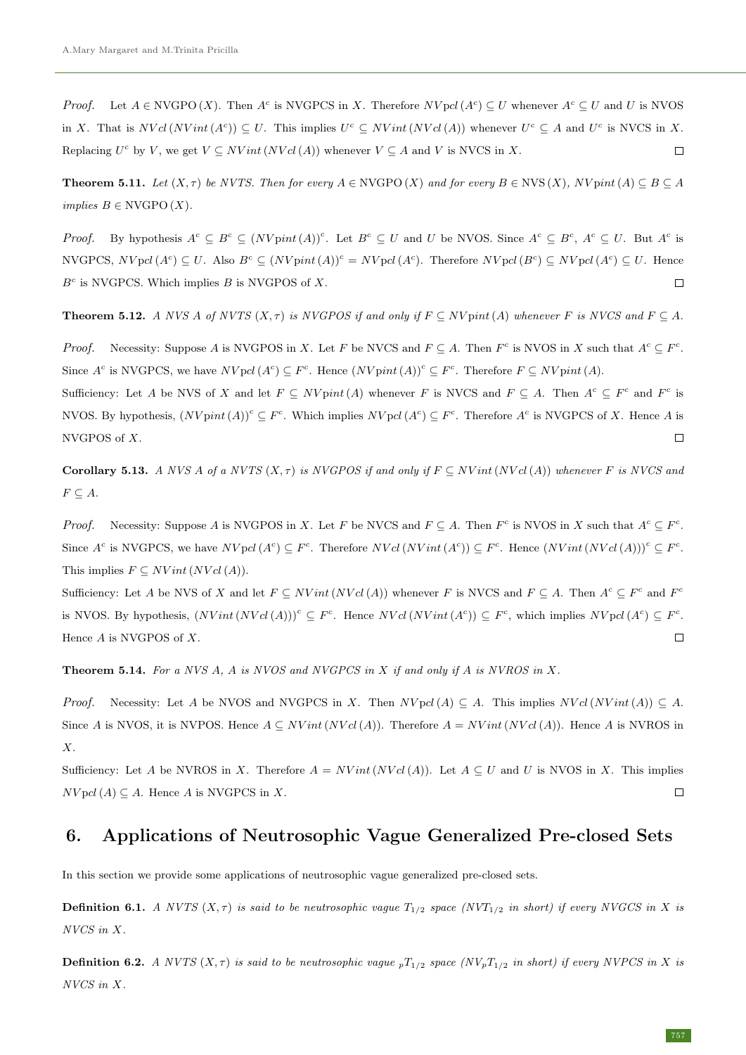*Proof.* Let $A \in \text{NVGPO}(X)$. Then $A^c$ is NVGPCS in $X$. Therefore $NVpcl(A^c) \subseteq U$ whenever $A^c \subseteq U$ and $U$ is NVOS in $X$. That is $NVcl(NVint(A^c)) \subseteq U$. This implies $U^c \subseteq NVint(NVcl(A))$ whenever $U^c \subseteq A$ and $U^c$ is NVCS in $X$. Replacing $U^c$ by $V$, we get $V \subseteq NVint(NVcl(A))$ whenever $V \subseteq A$ and $V$ is NVCS in $X$. □

**Theorem 5.11.** *Let $(X, \tau)$ be NVTS. Then for every $A \in \text{NVGPO}(X)$ and for every $B \in \text{NVS}(X)$, $NV\text{pint}(A) \subseteq B \subseteq A$ implies $B \in \text{NVGPO}(X)$.*

*Proof.* By hypothesis $A^c \subseteq B^c \subseteq (NV\text{pint}(A))^c$. Let $B^c \subseteq U$ and $U$ be NVOS. Since $A^c \subseteq B^c$, $A^c \subseteq U$. But $A^c$ is NVGPCS, $NV\text{pcl}(A^c) \subseteq U$. Also $B^c \subseteq (NV\text{pint}(A))^c = NV\text{pcl}(A^c)$. Therefore $NV\text{pcl}(B^c) \subseteq NV\text{pcl}(A^c) \subseteq U$. Hence $B^c$ is NVGPCS. Which implies $B$ is NVGPOS of $X$. □

**Theorem 5.12.** *A NVS $A$ of NVTS $(X, \tau)$ is NVGPOS if and only if $F \subseteq NV\text{pint}(A)$ whenever $F$ is NVCS and $F \subseteq A$.*

*Proof.* Necessity: Suppose $A$ is NVGPOS in $X$. Let $F$ be NVCS and $F \subseteq A$. Then $F^c$ is NVOS in $X$ such that $A^c \subseteq F^c$. Since $A^c$ is NVGPCS, we have $NV\text{pcl}(A^c) \subseteq F^c$. Hence $(NV\text{pint}(A))^c \subseteq F^c$. Therefore $F \subseteq NV\text{pint}(A)$.

Sufficiency: Let $A$ be NVS of $X$ and let $F \subseteq NV\text{pint}(A)$ whenever $F$ is NVCS and $F \subseteq A$. Then $A^c \subseteq F^c$ and $F^c$ is NVOS. By hypothesis, $(NV\text{pint}(A))^c \subseteq F^c$. Which implies $NV\text{pcl}(A^c) \subseteq F^c$. Therefore $A^c$ is NVGPCS of $X$. Hence $A$ is NVGPOS of $X$. □

**Corollary 5.13.** *A NVS $A$ of a NVTS $(X, \tau)$ is NVGPOS if and only if $F \subseteq NVint(NVcl(A))$ whenever $F$ is NVCS and $F \subseteq A$.*

*Proof.* Necessity: Suppose $A$ is NVGPOS in $X$. Let $F$ be NVCS and $F \subseteq A$. Then $F^c$ is NVOS in $X$ such that $A^c \subseteq F^c$. Since $A^c$ is NVGPCS, we have $NV\text{pcl}(A^c) \subseteq F^c$. Therefore $NVcl(NVint(A^c)) \subseteq F^c$. Hence $(NVint(NVcl(A)))^c \subseteq F^c$. This implies $F \subseteq NVint(NVcl(A))$.

Sufficiency: Let $A$ be NVS of $X$ and let $F \subseteq NVint(NVcl(A))$ whenever $F$ is NVCS and $F \subseteq A$. Then $A^c \subseteq F^c$ and $F^c$ is NVOS. By hypothesis, $(NVint(NVcl(A)))^c \subseteq F^c$. Hence $NVcl(NVint(A^c)) \subseteq F^c$, which implies $NV\text{pcl}(A^c) \subseteq F^c$. Hence $A$ is NVGPOS of $X$. □

**Theorem 5.14.** *For a NVS $A$, $A$ is NVOS and NVGPCS in $X$ if and only if $A$ is NVROS in $X$.*

*Proof.* Necessity: Let $A$ be NVOS and NVGPCS in $X$. Then $NV\text{pcl}(A) \subseteq A$. This implies $NVcl(NVint(A)) \subseteq A$. Since $A$ is NVOS, it is NVPOS. Hence $A \subseteq NVint(NVcl(A))$. Therefore $A = NVint(NVcl(A))$. Hence $A$ is NVROS in $X$.

Sufficiency: Let $A$ be NVROS in $X$. Therefore $A = NVint(NVcl(A))$. Let $A \subseteq U$ and $U$ is NVOS in $X$. This implies $NV\text{pcl}(A) \subseteq A$. Hence $A$ is NVGPCS in $X$. □

## 6. Applications of Neutrosophic Vague Generalized Pre-closed Sets

In this section we provide some applications of neutrosophic vague generalized pre-closed sets.

**Definition 6.1.** *A NVTS $(X, \tau)$ is said to be neutrosophic vague $T_{1/2}$ space ($NVT_{1/2}$ in short) if every NVGCS in $X$ is NVCS in $X$.*

**Definition 6.2.** *A NVTS $(X, \tau)$ is said to be neutrosophic vague ${}_pT_{1/2}$ space ($NV_pT_{1/2}$ in short) if every NVPCS in $X$ is NVCS in $X$.*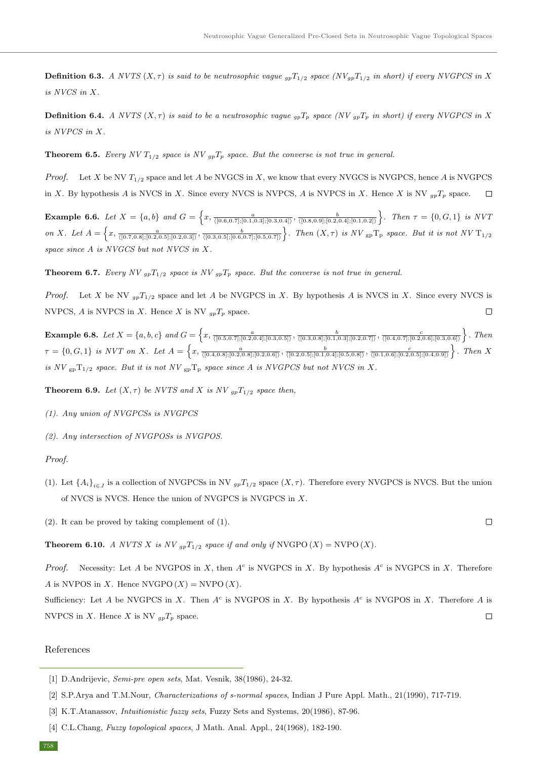**Definition 6.3.** *A NVTS $(X,\tau)$ is said to be neutrosophic vague $_{gp}T_{1/2}$ space ($NV_{gp}T_{1/2}$ in short) if every NVGPCS in $X$ is NVCS in $X$.*

**Definition 6.4.** *A NVTS $(X,\tau)$ is said to be a neutrosophic vague $_{gp}T_p$ space ($NV\ _{gp}T_p$ in short) if every NVGPCS in $X$ is NVPCS in $X$.*

**Theorem 6.5.** *Every NV $T_{1/2}$ space is NV $_{gp}T_p$ space. But the converse is not true in general.*

*Proof.* Let $X$ be NV $T_{1/2}$ space and let $A$ be NVGCS in $X$, we know that every NVGCS is NVGPCS, hence $A$ is NVGPCS in $X$. By hypothesis $A$ is NVCS in $X$. Since every NVCS is NVPCS, $A$ is NVPCS in $X$. Hence $X$ is NV $_{gp}T_p$ space. □

**Example 6.6.** *Let $X = \{a,b\}$ and $G = \left\{x, \frac{a}{\langle[0.6,0.7];[0.1,0.3];[0.3,0.4]\rangle}, \frac{b}{\langle[0.8,0.9];[0.2,0.4];[0.1,0.2]\rangle}\right\}$. Then $\tau = \{0, G, 1\}$ is NVT on $X$. Let $A = \left\{x, \frac{a}{\langle[0.7,0.8];[0.2,0.5];[0.2,0.3]\rangle}, \frac{b}{\langle[0.3,0.5];[0.6,0.7];[0.5,0.7]\rangle}\right\}$. Then $(X,\tau)$ is NV $_{\mathrm{gp}}\mathrm{T}_{\mathrm{p}}$ space. But it is not NV $\mathrm{T}_{1/2}$ space since $A$ is NVGCS but not NVCS in $X$.*

**Theorem 6.7.** *Every NV $_{gp}T_{1/2}$ space is NV $_{gp}T_p$ space. But the converse is not true in general.*

*Proof.* Let $X$ be NV $_{gp}T_{1/2}$ space and let $A$ be NVGPCS in $X$. By hypothesis $A$ is NVCS in $X$. Since every NVCS is NVPCS, $A$ is NVPCS in $X$. Hence $X$ is NV $_{gp}T_p$ space. □

**Example 6.8.** *Let $X = \{a,b,c\}$ and $G = \left\{x, \frac{a}{\langle[0.5,0.7];[0.2,0.4];[0.3,0.5]\rangle}, \frac{b}{\langle[0.3,0.8];[0.1,0.3];[0.2,0.7]\rangle}, \frac{c}{\langle[0.4,0.7];[0.2,0.6];[0.3,0.6]\rangle}\right\}$. Then $\tau = \{0, G, 1\}$ is NVT on $X$. Let $A = \left\{x, \frac{a}{\langle[0.4,0.8];[0.2,0.8];[0.2,0.6]\rangle}, \frac{b}{\langle[0.2,0.5];[0.1,0.4];[0.5,0.8]\rangle}, \frac{c}{\langle[0.1,0.6];[0.2,0.5];[0.4,0.9]\rangle}\right\}$. Then $X$ is NV $_{\mathrm{gp}}\mathrm{T}_{1/2}$ space. But it is not NV $_{\mathrm{gp}}\mathrm{T}_{\mathrm{p}}$ space since $A$ is NVGPCS but not NVCS in $X$.*

**Theorem 6.9.** *Let $(X,\tau)$ be NVTS and $X$ is NV $_{gp}T_{1/2}$ space then,*

*(1). Any union of NVGPCSs is NVGPCS*

*(2). Any intersection of NVGPOSs is NVGPOS.*

*Proof.*

(1). Let $\{A_i\}_{i\in J}$ is a collection of NVGPCSs in NV $_{gp}T_{1/2}$ space $(X,\tau)$. Therefore every NVGPCS is NVCS. But the union of NVCS is NVCS. Hence the union of NVGPCS is NVGPCS in $X$.

(2). It can be proved by taking complement of (1). □

**Theorem 6.10.** *A NVTS $X$ is NV $_{gp}T_{1/2}$ space if and only if* $\mathrm{NVGPO}(X) = \mathrm{NVPO}(X)$.

*Proof.* Necessity: Let $A$ be NVGPOS in $X$, then $A^c$ is NVGPCS in $X$. By hypothesis $A^c$ is NVGPCS in $X$. Therefore $A$ is NVPOS in $X$. Hence $\mathrm{NVGPO}(X) = \mathrm{NVPO}(X)$.

Sufficiency: Let $A$ be NVGPCS in $X$. Then $A^c$ is NVGPOS in $X$. By hypothesis $A^c$ is NVGPOS in $X$. Therefore $A$ is NVPCS in $X$. Hence $X$ is NV $_{gp}T_p$ space. □

## References

[1] D.Andrijevic, *Semi-pre open sets*, Mat. Vesnik, 38(1986), 24-32.

[2] S.P.Arya and T.M.Nour, *Characterizations of s-normal spaces*, Indian J Pure Appl. Math., 21(1990), 717-719.

[3] K.T.Atanassov, *Intuitionistic fuzzy sets*, Fuzzy Sets and Systems, 20(1986), 87-96.

[4] C.L.Chang, *Fuzzy topological spaces*, J Math. Anal. Appl., 24(1968), 182-190.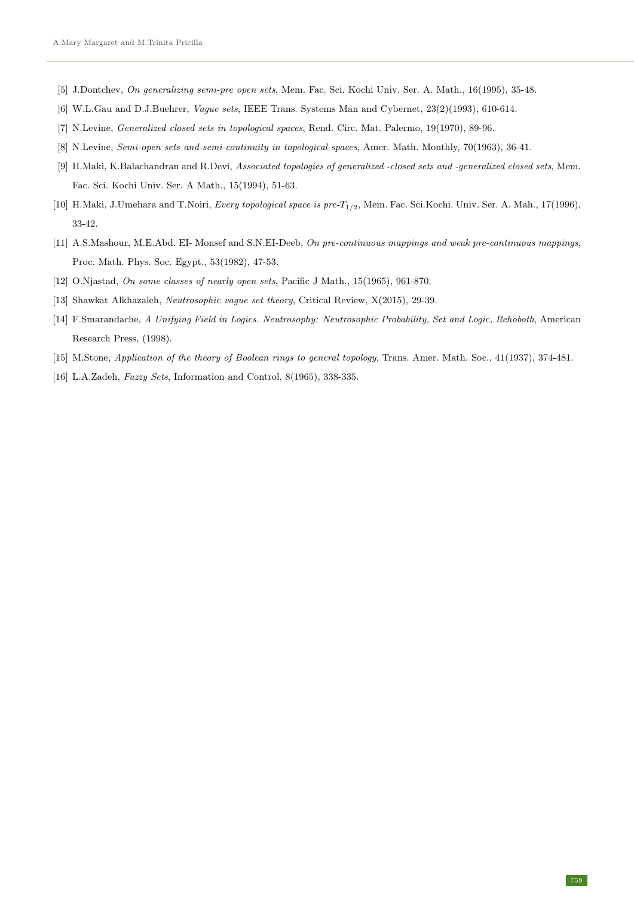[5] J.Dontchev, *On generalizing semi-pre open sets*, Mem. Fac. Sci. Kochi Univ. Ser. A. Math., 16(1995), 35-48.

[6] W.L.Gau and D.J.Buehrer, *Vague sets*, IEEE Trans. Systems Man and Cybernet, 23(2)(1993), 610-614.

[7] N.Levine, *Generalized closed sets in topological spaces*, Rend. Circ. Mat. Palermo, 19(1970), 89-96.

[8] N.Levine, *Semi-open sets and semi-continuity in topological spaces*, Amer. Math. Monthly, 70(1963), 36-41.

[9] H.Maki, K.Balachandran and R.Devi, *Associated topologies of generalized -closed sets and -generalized closed sets*, Mem. Fac. Sci. Kochi Univ. Ser. A Math., 15(1994), 51-63.

[10] H.Maki, J.Umehara and T.Noiri, *Every topological space is pre-$T_{1/2}$*, Mem. Fac. Sci.Kochi. Univ. Ser. A. Mah., 17(1996), 33-42.

[11] A.S.Mashour, M.E.Abd. EI- Monsef and S.N.EI-Deeb, *On pre-continuous mappings and weak pre-continuous mappings*, Proc. Math. Phys. Soc. Egypt., 53(1982), 47-53.

[12] O.Njastad, *On some classes of nearly open sets*, Pacific J Math., 15(1965), 961-870.

[13] Shawkat Alkhazaleh, *Neutrosophic vague set theory*, Critical Review, X(2015), 29-39.

[14] F.Smarandache, *A Unifying Field in Logics. Neutrosophy: Neutrosophic Probability, Set and Logic, Rehoboth*, American Research Press, (1998).

[15] M.Stone, *Application of the theory of Boolean rings to general topology*, Trans. Amer. Math. Soc., 41(1937), 374-481.

[16] L.A.Zadeh, *Fuzzy Sets*, Information and Control, 8(1965), 338-335.